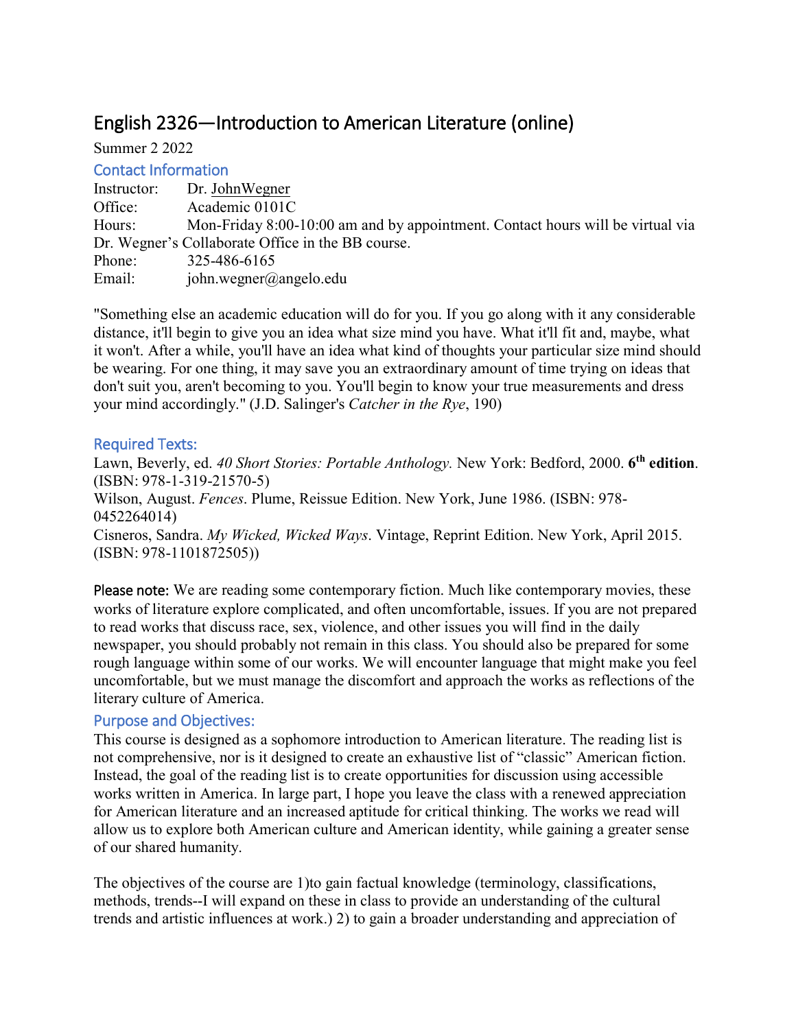# English 2326—Introduction to American Literature (online)

Summer 2 2022

## Contact Information

Instructor: Dr. JohnWegner
Office: Academic 0101C
Hours: Mon-Friday 8:00-10:00 am and by appointment. Contact hours will be virtual via Dr. Wegner's Collaborate Office in the BB course.
Phone: 325-486-6165
Email: john.wegner@angelo.edu

"Something else an academic education will do for you. If you go along with it any considerable distance, it'll begin to give you an idea what size mind you have. What it'll fit and, maybe, what it won't. After a while, you'll have an idea what kind of thoughts your particular size mind should be wearing. For one thing, it may save you an extraordinary amount of time trying on ideas that don't suit you, aren't becoming to you. You'll begin to know your true measurements and dress your mind accordingly." (J.D. Salinger's *Catcher in the Rye*, 190)

## Required Texts:

Lawn, Beverly, ed. *40 Short Stories: Portable Anthology.* New York: Bedford, 2000. **6th edition**. (ISBN: 978-1-319-21570-5)
Wilson, August. *Fences*. Plume, Reissue Edition. New York, June 1986. (ISBN: 978-0452264014)
Cisneros, Sandra. *My Wicked, Wicked Ways*. Vintage, Reprint Edition. New York, April 2015. (ISBN: 978-1101872505))

Please note: We are reading some contemporary fiction. Much like contemporary movies, these works of literature explore complicated, and often uncomfortable, issues. If you are not prepared to read works that discuss race, sex, violence, and other issues you will find in the daily newspaper, you should probably not remain in this class. You should also be prepared for some rough language within some of our works. We will encounter language that might make you feel uncomfortable, but we must manage the discomfort and approach the works as reflections of the literary culture of America.

## Purpose and Objectives:

This course is designed as a sophomore introduction to American literature. The reading list is not comprehensive, nor is it designed to create an exhaustive list of "classic" American fiction. Instead, the goal of the reading list is to create opportunities for discussion using accessible works written in America. In large part, I hope you leave the class with a renewed appreciation for American literature and an increased aptitude for critical thinking. The works we read will allow us to explore both American culture and American identity, while gaining a greater sense of our shared humanity.

The objectives of the course are 1)to gain factual knowledge (terminology, classifications, methods, trends--I will expand on these in class to provide an understanding of the cultural trends and artistic influences at work.) 2) to gain a broader understanding and appreciation of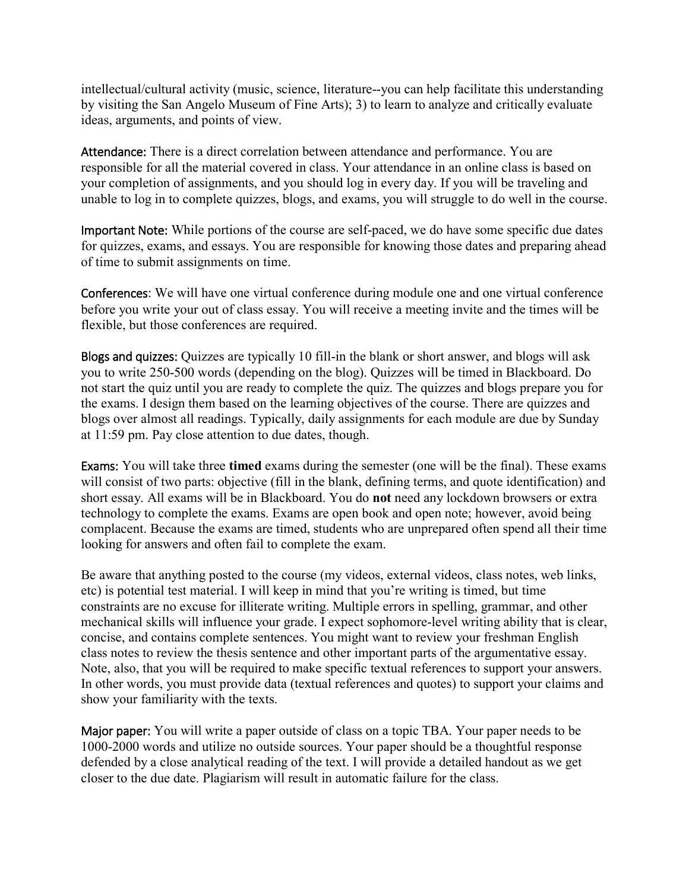intellectual/cultural activity (music, science, literature--you can help facilitate this understanding by visiting the San Angelo Museum of Fine Arts); 3) to learn to analyze and critically evaluate ideas, arguments, and points of view.

Attendance: There is a direct correlation between attendance and performance. You are responsible for all the material covered in class. Your attendance in an online class is based on your completion of assignments, and you should log in every day. If you will be traveling and unable to log in to complete quizzes, blogs, and exams, you will struggle to do well in the course.

Important Note: While portions of the course are self-paced, we do have some specific due dates for quizzes, exams, and essays. You are responsible for knowing those dates and preparing ahead of time to submit assignments on time.

Conferences: We will have one virtual conference during module one and one virtual conference before you write your out of class essay. You will receive a meeting invite and the times will be flexible, but those conferences are required.

Blogs and quizzes: Quizzes are typically 10 fill-in the blank or short answer, and blogs will ask you to write 250-500 words (depending on the blog). Quizzes will be timed in Blackboard. Do not start the quiz until you are ready to complete the quiz. The quizzes and blogs prepare you for the exams. I design them based on the learning objectives of the course. There are quizzes and blogs over almost all readings. Typically, daily assignments for each module are due by Sunday at 11:59 pm. Pay close attention to due dates, though.

Exams: You will take three **timed** exams during the semester (one will be the final). These exams will consist of two parts: objective (fill in the blank, defining terms, and quote identification) and short essay. All exams will be in Blackboard. You do **not** need any lockdown browsers or extra technology to complete the exams. Exams are open book and open note; however, avoid being complacent. Because the exams are timed, students who are unprepared often spend all their time looking for answers and often fail to complete the exam.

Be aware that anything posted to the course (my videos, external videos, class notes, web links, etc) is potential test material. I will keep in mind that you're writing is timed, but time constraints are no excuse for illiterate writing. Multiple errors in spelling, grammar, and other mechanical skills will influence your grade. I expect sophomore-level writing ability that is clear, concise, and contains complete sentences. You might want to review your freshman English class notes to review the thesis sentence and other important parts of the argumentative essay. Note, also, that you will be required to make specific textual references to support your answers. In other words, you must provide data (textual references and quotes) to support your claims and show your familiarity with the texts.

Major paper: You will write a paper outside of class on a topic TBA. Your paper needs to be 1000-2000 words and utilize no outside sources. Your paper should be a thoughtful response defended by a close analytical reading of the text. I will provide a detailed handout as we get closer to the due date. Plagiarism will result in automatic failure for the class.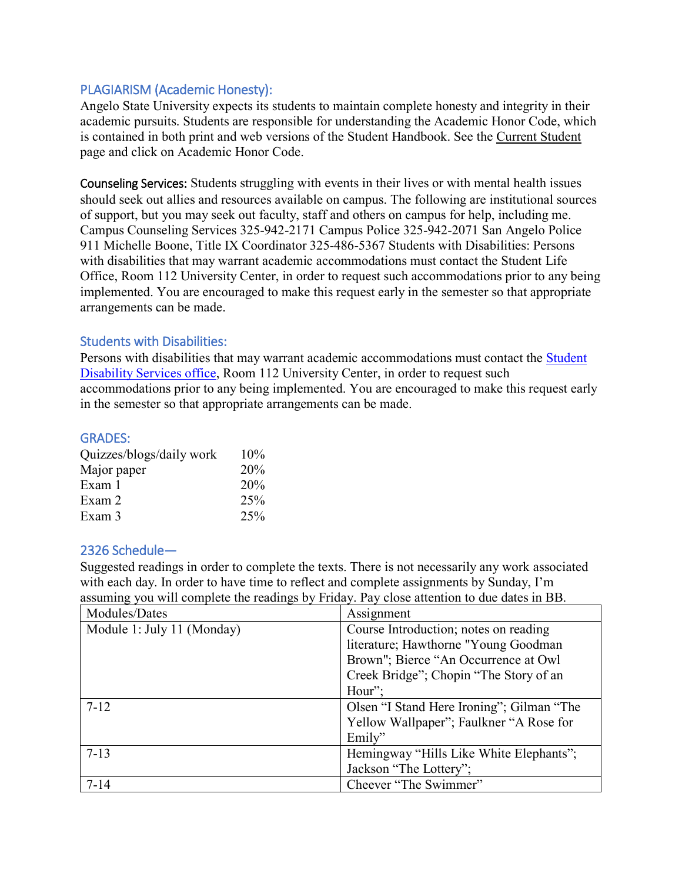## PLAGIARISM (Academic Honesty):

Angelo State University expects its students to maintain complete honesty and integrity in their academic pursuits. Students are responsible for understanding the Academic Honor Code, which is contained in both print and web versions of the Student Handbook. See the Current Student page and click on Academic Honor Code.

**Counseling Services:** Students struggling with events in their lives or with mental health issues should seek out allies and resources available on campus. The following are institutional sources of support, but you may seek out faculty, staff and others on campus for help, including me. Campus Counseling Services 325-942-2171 Campus Police 325-942-2071 San Angelo Police 911 Michelle Boone, Title IX Coordinator 325-486-5367 Students with Disabilities: Persons with disabilities that may warrant academic accommodations must contact the Student Life Office, Room 112 University Center, in order to request such accommodations prior to any being implemented. You are encouraged to make this request early in the semester so that appropriate arrangements can be made.

## Students with Disabilities:

Persons with disabilities that may warrant academic accommodations must contact the Student Disability Services office, Room 112 University Center, in order to request such accommodations prior to any being implemented. You are encouraged to make this request early in the semester so that appropriate arrangements can be made.

## GRADES:

| | |
|---|---|
| Quizzes/blogs/daily work | 10% |
| Major paper | 20% |
| Exam 1 | 20% |
| Exam 2 | 25% |
| Exam 3 | 25% |

## 2326 Schedule—

Suggested readings in order to complete the texts. There is not necessarily any work associated with each day. In order to have time to reflect and complete assignments by Sunday, I'm assuming you will complete the readings by Friday. Pay close attention to due dates in BB.

| Modules/Dates | Assignment |
|---|---|
| Module 1: July 11 (Monday) | Course Introduction; notes on reading literature; Hawthorne "Young Goodman Brown"; Bierce "An Occurrence at Owl Creek Bridge"; Chopin "The Story of an Hour"; |
| 7-12 | Olsen "I Stand Here Ironing"; Gilman "The Yellow Wallpaper"; Faulkner "A Rose for Emily" |
| 7-13 | Hemingway "Hills Like White Elephants"; Jackson "The Lottery"; |
| 7-14 | Cheever "The Swimmer" |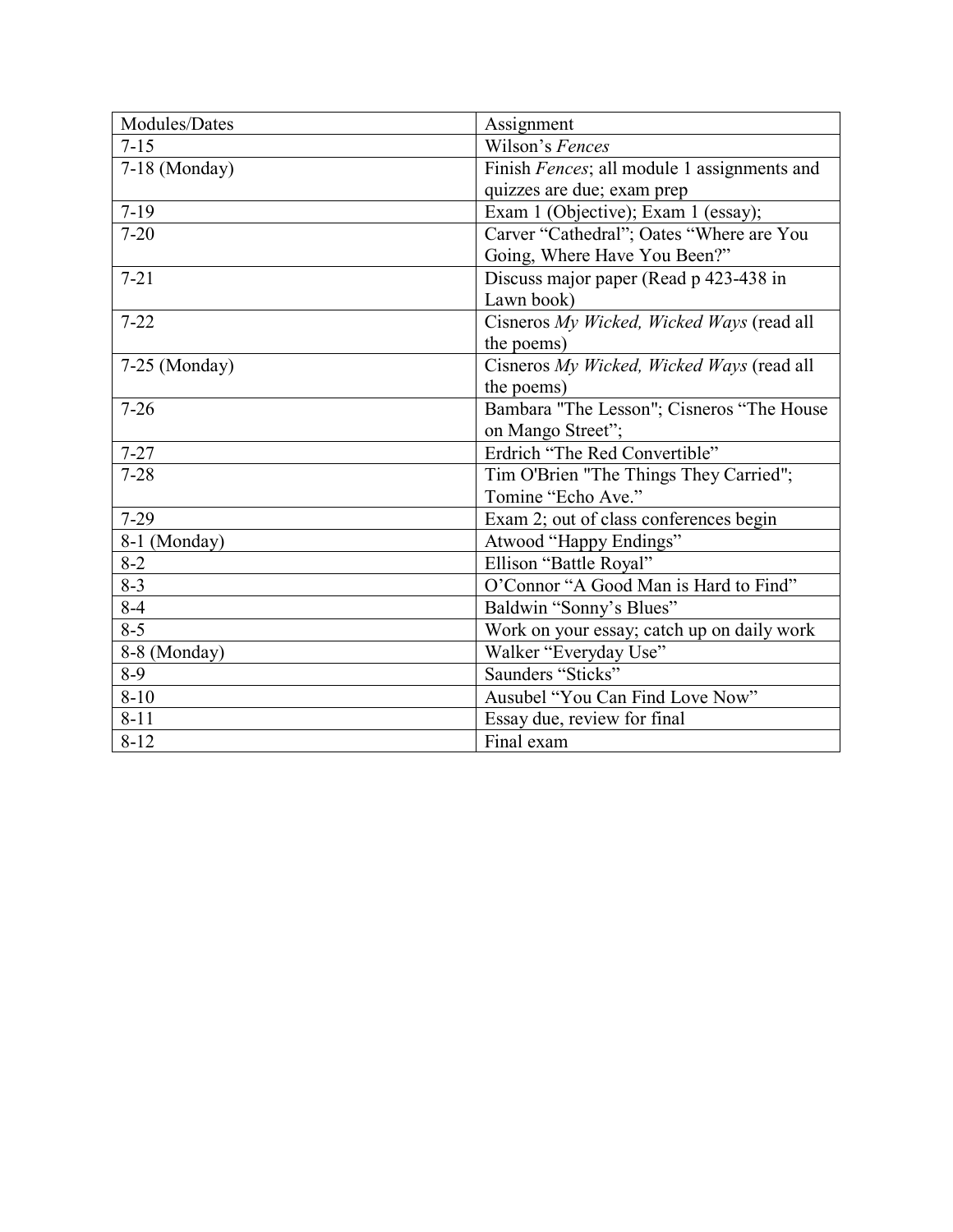| Modules/Dates | Assignment |
| --- | --- |
| 7-15 | Wilson's *Fences* |
| 7-18 (Monday) | Finish *Fences*; all module 1 assignments and quizzes are due; exam prep |
| 7-19 | Exam 1 (Objective); Exam 1 (essay); |
| 7-20 | Carver "Cathedral"; Oates "Where are You Going, Where Have You Been?" |
| 7-21 | Discuss major paper (Read p 423-438 in Lawn book) |
| 7-22 | Cisneros *My Wicked, Wicked Ways* (read all the poems) |
| 7-25 (Monday) | Cisneros *My Wicked, Wicked Ways* (read all the poems) |
| 7-26 | Bambara "The Lesson"; Cisneros "The House on Mango Street"; |
| 7-27 | Erdrich "The Red Convertible" |
| 7-28 | Tim O'Brien "The Things They Carried"; Tomine "Echo Ave." |
| 7-29 | Exam 2; out of class conferences begin |
| 8-1 (Monday) | Atwood "Happy Endings" |
| 8-2 | Ellison "Battle Royal" |
| 8-3 | O'Connor "A Good Man is Hard to Find" |
| 8-4 | Baldwin "Sonny's Blues" |
| 8-5 | Work on your essay; catch up on daily work |
| 8-8 (Monday) | Walker "Everyday Use" |
| 8-9 | Saunders "Sticks" |
| 8-10 | Ausubel "You Can Find Love Now" |
| 8-11 | Essay due, review for final |
| 8-12 | Final exam |